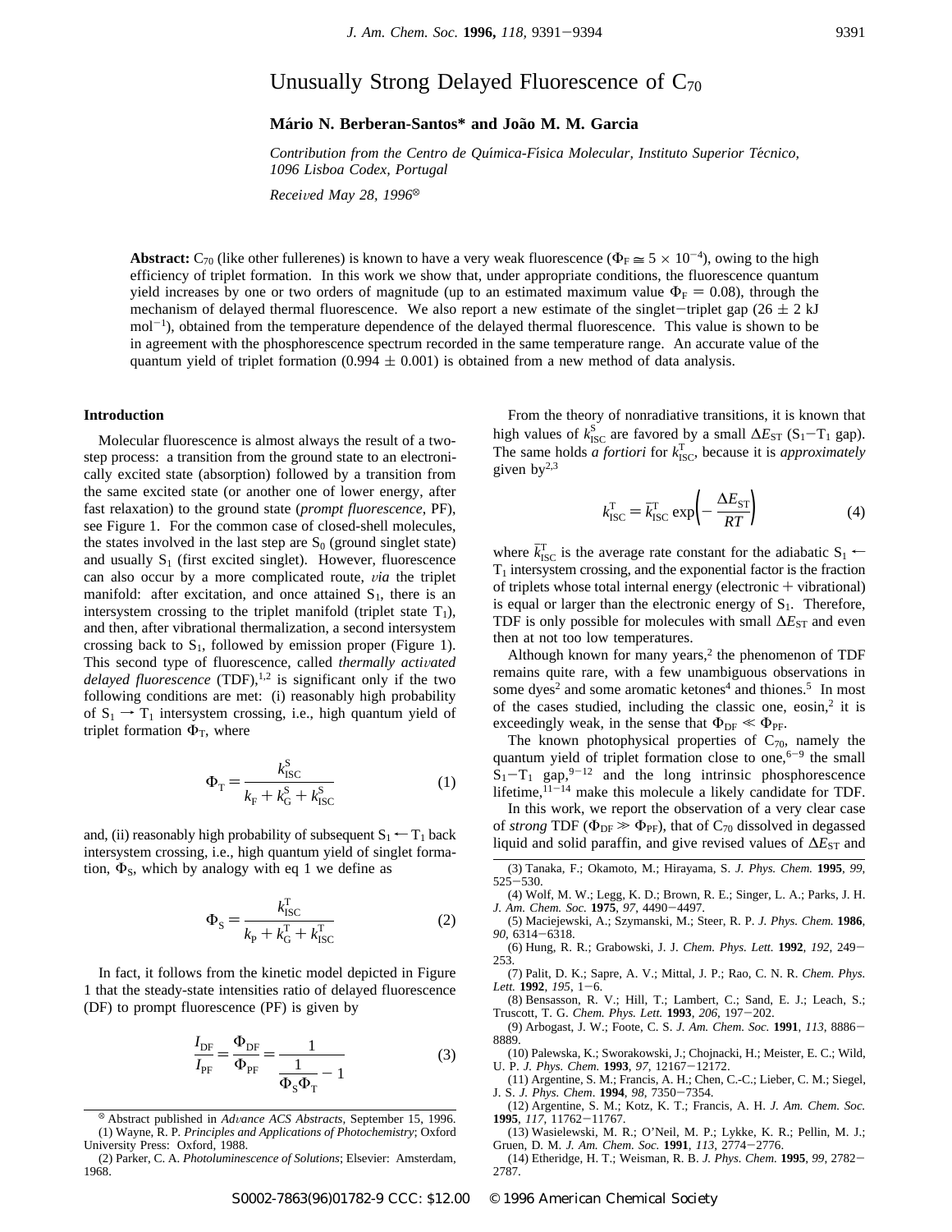# Unusually Strong Delayed Fluorescence of $C_{70}$

**Mário N. Berberan-Santos\* and João M. M. Garcia**

*Contribution from the Centro de Química-Física Molecular, Instituto Superior Técnico, 1096 Lisboa Codex, Portugal*

*Received May 28, 1996*[⊗]

**Abstract:** $C_{70}$ (like other fullerenes) is known to have a very weak fluorescence ($\Phi_F \cong 5 \times 10^{-4}$), owing to the high efficiency of triplet formation. In this work we show that, under appropriate conditions, the fluorescence quantum yield increases by one or two orders of magnitude (up to an estimated maximum value $\Phi_F = 0.08$), through the mechanism of delayed thermal fluorescence. We also report a new estimate of the singlet−triplet gap (26 ± 2 kJ mol$^{-1}$), obtained from the temperature dependence of the delayed thermal fluorescence. This value is shown to be in agreement with the phosphorescence spectrum recorded in the same temperature range. An accurate value of the quantum yield of triplet formation (0.994 ± 0.001) is obtained from a new method of data analysis.

## Introduction

Molecular fluorescence is almost always the result of a two-step process: a transition from the ground state to an electronically excited state (absorption) followed by a transition from the same excited state (or another one of lower energy, after fast relaxation) to the ground state (*prompt fluorescence*, PF), see Figure 1. For the common case of closed-shell molecules, the states involved in the last step are $S_0$ (ground singlet state) and usually $S_1$ (first excited singlet). However, fluorescence can also occur by a more complicated route, *via* the triplet manifold: after excitation, and once attained $S_1$, there is an intersystem crossing to the triplet manifold (triplet state $T_1$), and then, after vibrational thermalization, a second intersystem crossing back to $S_1$, followed by emission proper (Figure 1). This second type of fluorescence, called *thermally activated delayed fluorescence* (TDF),[1,2] is significant only if the two following conditions are met: (i) reasonably high probability of $S_1 \rightarrow T_1$ intersystem crossing, i.e., high quantum yield of triplet formation $\Phi_T$, where

$$\Phi_T = \frac{k_{ISC}^S}{k_F + k_G^S + k_{ISC}^S} \tag{1}$$

and, (ii) reasonably high probability of subsequent $S_1 \leftarrow T_1$ back intersystem crossing, i.e., high quantum yield of singlet formation, $\Phi_S$, which by analogy with eq 1 we define as

$$\Phi_S = \frac{k_{ISC}^T}{k_P + k_G^T + k_{ISC}^T} \tag{2}$$

In fact, it follows from the kinetic model depicted in Figure 1 that the steady-state intensities ratio of delayed fluorescence (DF) to prompt fluorescence (PF) is given by

$$\frac{I_{DF}}{I_{PF}} = \frac{\Phi_{DF}}{\Phi_{PF}} = \frac{1}{\dfrac{1}{\Phi_S \Phi_T} - 1} \tag{3}$$

From the theory of nonradiative transitions, it is known that high values of $k_{ISC}^S$ are favored by a small $\Delta E_{ST}$ ($S_1$−$T_1$ gap). The same holds *a fortiori* for $k_{ISC}^T$, because it is *approximately* given by[2,3]

$$k_{ISC}^T = \bar{k}_{ISC}^T \exp\left(-\frac{\Delta E_{ST}}{RT}\right) \tag{4}$$

where $\bar{k}_{ISC}^T$ is the average rate constant for the adiabatic $S_1 \leftarrow T_1$ intersystem crossing, and the exponential factor is the fraction of triplets whose total internal energy (electronic + vibrational) is equal or larger than the electronic energy of $S_1$. Therefore, TDF is only possible for molecules with small $\Delta E_{ST}$ and even then at not too low temperatures.

Although known for many years,[2] the phenomenon of TDF remains quite rare, with a few unambiguous observations in some dyes[2] and some aromatic ketones[4] and thiones.[5] In most of the cases studied, including the classic one, eosin,[2] it is exceedingly weak, in the sense that $\Phi_{DF} \ll \Phi_{PF}$.

The known photophysical properties of $C_{70}$, namely the quantum yield of triplet formation close to one,[6−9] the small $S_1$−$T_1$ gap,[9−12] and the long intrinsic phosphorescence lifetime,[11−14] make this molecule a likely candidate for TDF.

In this work, we report the observation of a very clear case of *strong* TDF ($\Phi_{DF} \gg \Phi_{PF}$), that of $C_{70}$ dissolved in degassed liquid and solid paraffin, and give revised values of $\Delta E_{ST}$ and

---

⊗ Abstract published in *Advance ACS Abstracts,* September 15, 1996.

(1) Wayne, R. P. *Principles and Applications of Photochemistry*; Oxford University Press: Oxford, 1988.

(2) Parker, C. A. *Photoluminescence of Solutions*; Elsevier: Amsterdam, 1968.

(3) Tanaka, F.; Okamoto, M.; Hirayama, S. *J. Phys. Chem.* **1995**, *99*, 525−530.

(4) Wolf, M. W.; Legg, K. D.; Brown, R. E.; Singer, L. A.; Parks, J. H. *J. Am. Chem. Soc.* **1975**, *97*, 4490−4497.

(5) Maciejewski, A.; Szymanski, M.; Steer, R. P. *J. Phys. Chem.* **1986**, *90*, 6314−6318.

(6) Hung, R. R.; Grabowski, J. J. *Chem. Phys. Lett.* **1992**, *192*, 249−253.

(7) Palit, D. K.; Sapre, A. V.; Mittal, J. P.; Rao, C. N. R. *Chem. Phys. Lett.* **1992**, *195*, 1−6.

(8) Bensasson, R. V.; Hill, T.; Lambert, C.; Sand, E. J.; Leach, S.; Truscott, T. G. *Chem. Phys. Lett.* **1993**, *206*, 197−202.

(9) Arbogast, J. W.; Foote, C. S. *J. Am. Chem. Soc.* **1991**, *113*, 8886−8889.

(10) Palewska, K.; Sworakowski, J.; Chojnacki, H.; Meister, E. C.; Wild, U. P. *J. Phys. Chem.* **1993**, *97*, 12167−12172.

(11) Argentine, S. M.; Francis, A. H.; Chen, C.-C.; Lieber, C. M.; Siegel, J. S. *J. Phys. Chem.* **1994**, *98*, 7350−7354.

(12) Argentine, S. M.; Kotz, K. T.; Francis, A. H. *J. Am. Chem. Soc.* **1995**, *117*, 11762−11767.

(13) Wasielewski, M. R.; O'Neil, M. P.; Lykke, K. R.; Pellin, M. J.; Gruen, D. M. *J. Am. Chem. Soc.* **1991**, *113*, 2774−2776.

(14) Etheridge, H. T.; Weisman, R. B. *J. Phys. Chem.* **1995**, *99*, 2782−2787.

S0002-7863(96)01782-9 CCC: $12.00 © 1996 American Chemical Society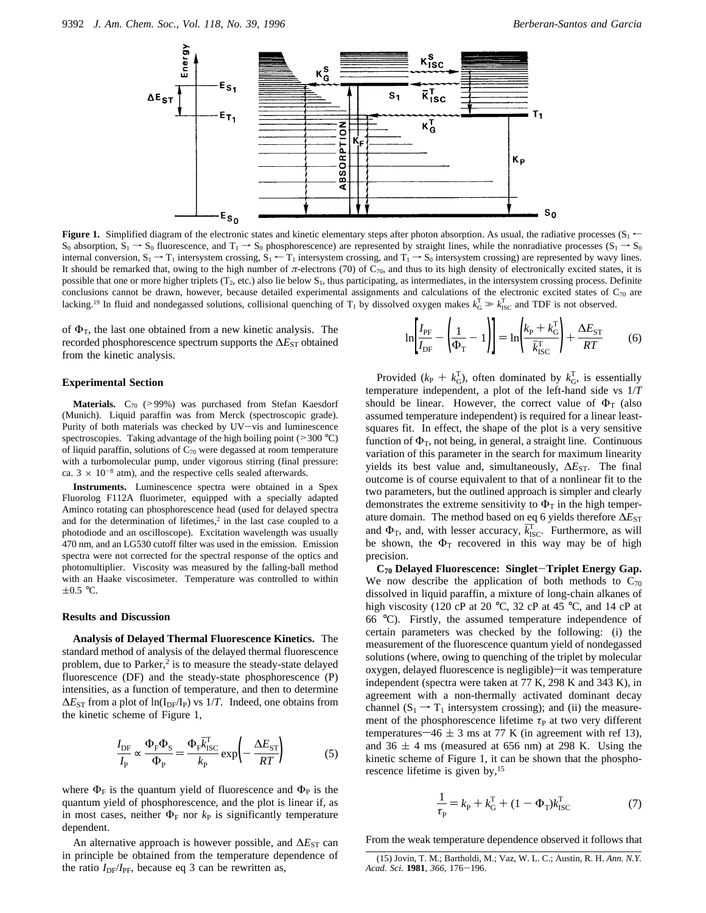**Figure 1.** Simplified diagram of the electronic states and kinetic elementary steps after photon absorption. As usual, the radiative processes ($S_1 \leftarrow S_0$ absorption, $S_1 \rightarrow S_0$ fluorescence, and $T_1 \rightarrow S_0$ phosphorescence) are represented by straight lines, while the nonradiative processes ($S_1 \rightarrow S_0$ internal conversion, $S_1 \rightarrow T_1$ intersystem crossing, $S_1 \leftarrow T_1$ intersystem crossing, and $T_1 \rightarrow S_0$ intersystem crossing) are represented by wavy lines. It should be remarked that, owing to the high number of $\pi$-electrons (70) of $C_{70}$, and thus to its high density of electronically excited states, it is possible that one or more higher triplets ($T_2$, etc.) also lie below $S_1$, thus participating, as intermediates, in the intersystem crossing process. Definite conclusions cannot be drawn, however, because detailed experimental assignments and calculations of the electronic excited states of $C_{70}$ are lacking.[19] In fluid and nondegassed solutions, collisional quenching of $T_1$ by dissolved oxygen makes $k_G^T \gg k_{ISC}^T$ and TDF is not observed.

of $\Phi_T$, the last one obtained from a new kinetic analysis. The recorded phosphorescence spectrum supports the $\Delta E_{ST}$ obtained from the kinetic analysis.

## Experimental Section

**Materials.** $C_{70}$ (>99%) was purchased from Stefan Kaesdorf (Munich). Liquid paraffin was from Merck (spectroscopic grade). Purity of both materials was checked by UV–vis and luminescence spectroscopies. Taking advantage of the high boiling point (>300 °C) of liquid paraffin, solutions of $C_{70}$ were degassed at room temperature with a turbomolecular pump, under vigorous stirring (final pressure: ca. $3 \times 10^{-8}$ atm), and the respective cells sealed afterwards.

**Instruments.** Luminescence spectra were obtained in a Spex Fluorolog F112A fluorimeter, equipped with a specially adapted Aminco rotating can phosphorescence head (used for delayed spectra and for the determination of lifetimes,[2] in the last case coupled to a photodiode and an oscilloscope). Excitation wavelength was usually 470 nm, and an LG530 cutoff filter was used in the emission. Emission spectra were not corrected for the spectral response of the optics and photomultiplier. Viscosity was measured by the falling-ball method with an Haake viscosimeter. Temperature was controlled to within ±0.5 °C.

## Results and Discussion

**Analysis of Delayed Thermal Fluorescence Kinetics.** The standard method of analysis of the delayed thermal fluorescence problem, due to Parker,[2] is to measure the steady-state delayed fluorescence (DF) and the steady-state phosphorescence (P) intensities, as a function of temperature, and then to determine $\Delta E_{ST}$ from a plot of $\ln(I_{DF}/I_P)$ vs $1/T$. Indeed, one obtains from the kinetic scheme of Figure 1,

$$\frac{I_{DF}}{I_P} \propto \frac{\Phi_F \Phi_S}{\Phi_P} = \frac{\Phi_F \bar{k}_{ISC}^T}{k_P} \exp\left(-\frac{\Delta E_{ST}}{RT}\right) \tag{5}$$

where $\Phi_F$ is the quantum yield of fluorescence and $\Phi_P$ is the quantum yield of phosphorescence, and the plot is linear if, as in most cases, neither $\Phi_F$ nor $k_P$ is significantly temperature dependent.

An alternative approach is however possible, and $\Delta E_{ST}$ can in principle be obtained from the temperature dependence of the ratio $I_{DF}/I_{PF}$, because eq 3 can be rewritten as,

$$\ln\left[\frac{I_{PF}}{I_{DF}} - \left(\frac{1}{\Phi_T} - 1\right)\right] = \ln\left(\frac{k_P + k_G^T}{\bar{k}_{ISC}^T}\right) + \frac{\Delta E_{ST}}{RT} \tag{6}$$

Provided ($k_P + k_G^T$), often dominated by $k_G^T$, is essentially temperature independent, a plot of the left-hand side vs $1/T$ should be linear. However, the correct value of $\Phi_T$ (also assumed temperature independent) is required for a linear least-squares fit. In effect, the shape of the plot is a very sensitive function of $\Phi_T$, not being, in general, a straight line. Continuous variation of this parameter in the search for maximum linearity yields its best value and, simultaneously, $\Delta E_{ST}$. The final outcome is of course equivalent to that of a nonlinear fit to the two parameters, but the outlined approach is simpler and clearly demonstrates the extreme sensitivity to $\Phi_T$ in the high temperature domain. The method based on eq 6 yields therefore $\Delta E_{ST}$ and $\Phi_T$, and, with lesser accuracy, $\bar{k}_{ISC}^T$. Furthermore, as will be shown, the $\Phi_T$ recovered in this way may be of high precision.

**$C_{70}$ Delayed Fluorescence: Singlet–Triplet Energy Gap.** We now describe the application of both methods to $C_{70}$ dissolved in liquid paraffin, a mixture of long-chain alkanes of high viscosity (120 cP at 20 °C, 32 cP at 45 °C, and 14 cP at 66 °C). Firstly, the assumed temperature independence of certain parameters was checked by the following: (i) the measurement of the fluorescence quantum yield of nondegassed solutions (where, owing to quenching of the triplet by molecular oxygen, delayed fluorescence is negligible)—it was temperature independent (spectra were taken at 77 K, 298 K and 343 K), in agreement with a non-thermally activated dominant decay channel ($S_1 \rightarrow T_1$ intersystem crossing); and (ii) the measurement of the phosphorescence lifetime $\tau_P$ at two very different temperatures—46 ± 3 ms at 77 K (in agreement with ref 13), and 36 ± 4 ms (measured at 656 nm) at 298 K. Using the kinetic scheme of Figure 1, it can be shown that the phosphorescence lifetime is given by,[15]

$$\frac{1}{\tau_P} = k_P + k_G^T + (1 - \Phi_T)\bar{k}_{ISC}^T \tag{7}$$

From the weak temperature dependence observed it follows that

(15) Jovin, T. M.; Bartholdi, M.; Vaz, W. L. C.; Austin, R. H. *Ann. N.Y. Acad. Sci.* **1981**, *366*, 176–196.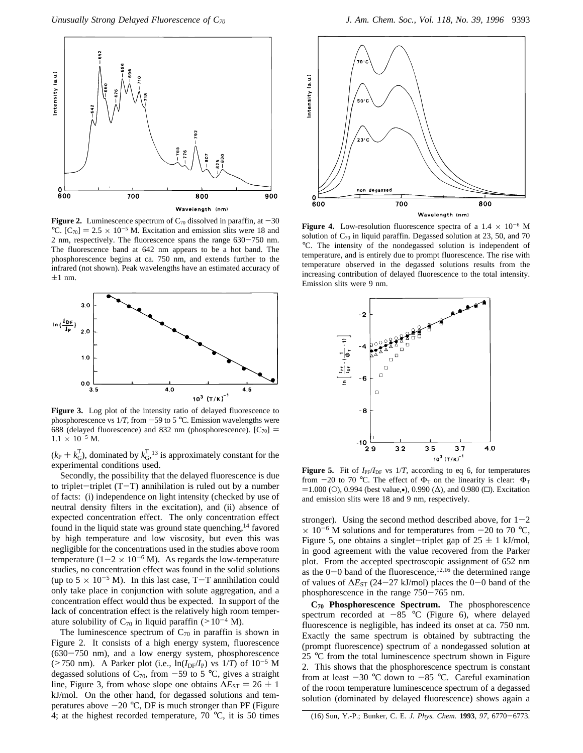**Figure 2.** Luminescence spectrum of $C_{70}$ dissolved in paraffin, at −30 °C. $[C_{70}] = 2.5 \times 10^{-5}$ M. Excitation and emission slits were 18 and 2 nm, respectively. The fluorescence spans the range 630−750 nm. The fluorescence band at 642 nm appears to be a hot band. The phosphorescence begins at ca. 750 nm, and extends further to the infrared (not shown). Peak wavelengths have an estimated accuracy of ±1 nm.

**Figure 3.** Log plot of the intensity ratio of delayed fluorescence to phosphorescence vs $1/T$, from −59 to 5 °C. Emission wavelengths were 688 (delayed fluorescence) and 832 nm (phosphorescence). $[C_{70}] = 1.1 \times 10^{-5}$ M.

($k_P + k_G^T$), dominated by $k_G^T$,[13] is approximately constant for the experimental conditions used.

Secondly, the possibility that the delayed fluorescence is due to triplet−triplet (T−T) annihilation is ruled out by a number of facts: (i) independence on light intensity (checked by use of neutral density filters in the excitation), and (ii) absence of expected concentration effect. The only concentration effect found in the liquid state was ground state quenching,[14] favored by high temperature and low viscosity, but even this was negligible for the concentrations used in the studies above room temperature ($1-2 \times 10^{-6}$ M). As regards the low-temperature studies, no concentration effect was found in the solid solutions (up to $5 \times 10^{-5}$ M). In this last case, T−T annihilation could only take place in conjunction with solute aggregation, and a concentration effect would thus be expected. In support of the lack of concentration effect is the relatively high room temperature solubility of $C_{70}$ in liquid paraffin ($>10^{-4}$ M).

The luminescence spectrum of $C_{70}$ in paraffin is shown in Figure 2. It consists of a high energy system, fluorescence (630−750 nm), and a low energy system, phosphorescence (>750 nm). A Parker plot (i.e., $\ln(I_{DF}/I_P)$ vs $1/T$) of $10^{-5}$ M degassed solutions of $C_{70}$, from −59 to 5 °C, gives a straight line, Figure 3, from whose slope one obtains $\Delta E_{ST} = 26 \pm 1$ kJ/mol. On the other hand, for degassed solutions and temperatures above −20 °C, DF is much stronger than PF (Figure 4; at the highest recorded temperature, 70 °C, it is 50 times stronger). Using the second method described above, for $1-2 \times 10^{-6}$ M solutions and for temperatures from −20 to 70 °C, Figure 5, one obtains a singlet−triplet gap of $25 \pm 1$ kJ/mol, in good agreement with the value recovered from the Parker plot. From the accepted spectroscopic assignment of 652 nm as the 0−0 band of the fluorescence,[12,16] the determined range of values of $\Delta E_{ST}$ (24−27 kJ/mol) places the 0−0 band of the phosphorescence in the range 750−765 nm.

**Figure 4.** Low-resolution fluorescence spectra of a $1.4 \times 10^{-6}$ M solution of $C_{70}$ in liquid paraffin. Degassed solution at 23, 50, and 70 °C. The intensity of the nondegassed solution is independent of temperature, and is entirely due to prompt fluorescence. The rise with temperature observed in the degassed solutions results from the increasing contribution of delayed fluorescence to the total intensity. Emission slits were 9 nm.

**Figure 5.** Fit of $I_{PF}/I_{DF}$ vs $1/T$, according to eq 6, for temperatures from −20 to 70 °C. The effect of $\Phi_T$ on the linearity is clear: $\Phi_T$ =1.000 (○), 0.994 (best value,•), 0.990 (Δ), and 0.980 (□). Excitation and emission slits were 18 and 9 nm, respectively.

**$C_{70}$ Phosphorescence Spectrum.** The phosphorescence spectrum recorded at −85 °C (Figure 6), where delayed fluorescence is negligible, has indeed its onset at ca. 750 nm. Exactly the same spectrum is obtained by subtracting the (prompt fluorescence) spectrum of a nondegassed solution at 25 °C from the total luminescence spectrum shown in Figure 2. This shows that the phosphorescence spectrum is constant from at least −30 °C down to −85 °C. Careful examination of the room temperature luminescence spectrum of a degassed solution (dominated by delayed fluorescence) shows again a

(16) Sun, Y.-P.; Bunker, C. E. *J. Phys. Chem.* **1993**, *97*, 6770−6773.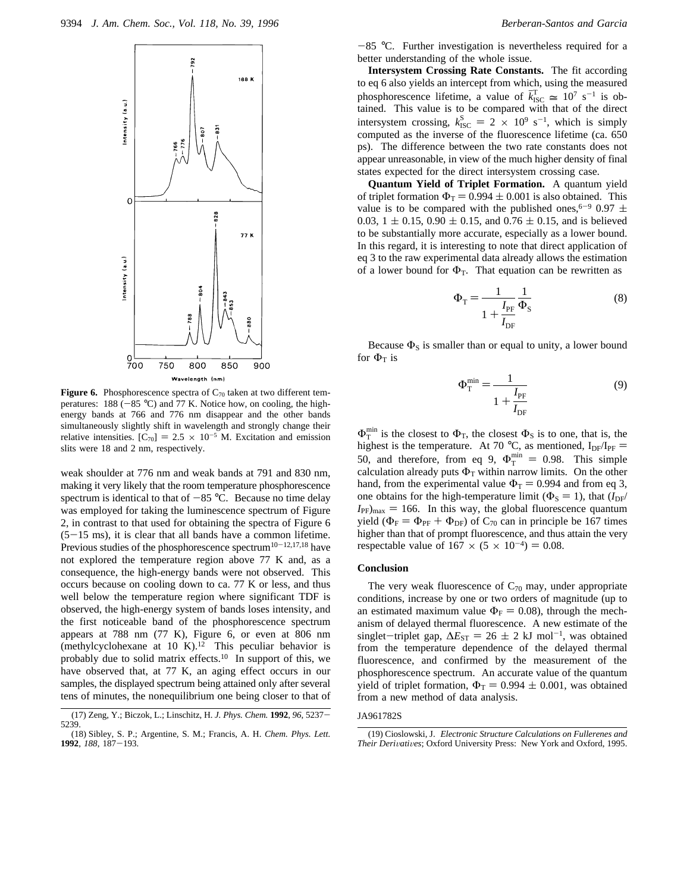Intensity (a.u.)

188 K

792

766

776

807

831

0

Intensity (a.u.)

77 K

828

788

804

843

853

880

0

700 750 800 850 900

Wavelength (nm)

**Figure 6.** Phosphorescence spectra of $C_{70}$ taken at two different temperatures: 188 (−85 °C) and 77 K. Notice how, on cooling, the high-energy bands at 766 and 776 nm disappear and the other bands simultaneously slightly shift in wavelength and strongly change their relative intensities. $[C_{70}] = 2.5 \times 10^{-5}$ M. Excitation and emission slits were 18 and 2 nm, respectively.

weak shoulder at 776 nm and weak bands at 791 and 830 nm, making it very likely that the room temperature phosphorescence spectrum is identical to that of −85 °C. Because no time delay was employed for taking the luminescence spectrum of Figure 2, in contrast to that used for obtaining the spectra of Figure 6 (5−15 ms), it is clear that all bands have a common lifetime. Previous studies of the phosphorescence spectrum[10−12,17,18] have not explored the temperature region above 77 K and, as a consequence, the high-energy bands were not observed. This occurs because on cooling down to ca. 77 K or less, and thus well below the temperature region where significant TDF is observed, the high-energy system of bands loses intensity, and the first noticeable band of the phosphorescence spectrum appears at 788 nm (77 K), Figure 6, or even at 806 nm (methylcyclohexane at 10 K).[12] This peculiar behavior is probably due to solid matrix effects.[10] In support of this, we have observed that, at 77 K, an aging effect occurs in our samples, the displayed spectrum being attained only after several tens of minutes, the nonequilibrium one being closer to that of −85 °C. Further investigation is nevertheless required for a better understanding of the whole issue.

**Intersystem Crossing Rate Constants.** The fit according to eq 6 also yields an intercept from which, using the measured phosphorescence lifetime, a value of $\bar{k}_{ISC}^{T} \cong 10^7$ s$^{-1}$ is obtained. This value is to be compared with that of the direct intersystem crossing, $k_{ISC}^{S} = 2 \times 10^9$ s$^{-1}$, which is simply computed as the inverse of the fluorescence lifetime (ca. 650 ps). The difference between the two rate constants does not appear unreasonable, in view of the much higher density of final states expected for the direct intersystem crossing case.

**Quantum Yield of Triplet Formation.** A quantum yield of triplet formation $\Phi_T = 0.994 \pm 0.001$ is also obtained. This value is to be compared with the published ones,[6−9] 0.97 ± 0.03, 1 ± 0.15, 0.90 ± 0.15, and 0.76 ± 0.15, and is believed to be substantially more accurate, especially as a lower bound. In this regard, it is interesting to note that direct application of eq 3 to the raw experimental data already allows the estimation of a lower bound for $\Phi_T$. That equation can be rewritten as

$$\Phi_T = \frac{1}{1 + \dfrac{I_{PF}}{I_{DF}}} \frac{1}{\Phi_S} \tag{8}$$

Because $\Phi_S$ is smaller than or equal to unity, a lower bound for $\Phi_T$ is

$$\Phi_T^{min} = \frac{1}{1 + \dfrac{I_{PF}}{I_{DF}}} \tag{9}$$

$\Phi_T^{min}$ is the closest to $\Phi_T$, the closest $\Phi_S$ is to one, that is, the highest is the temperature. At 70 °C, as mentioned, $I_{DF}/I_{PF} = 50$, and therefore, from eq 9, $\Phi_T^{min} = 0.98$. This simple calculation already puts $\Phi_T$ within narrow limits. On the other hand, from the experimental value $\Phi_T = 0.994$ and from eq 3, one obtains for the high-temperature limit ($\Phi_S = 1$), that $(I_{DF}/I_{PF})_{max} = 166$. In this way, the global fluorescence quantum yield ($\Phi_F = \Phi_{PF} + \Phi_{DF}$) of $C_{70}$ can in principle be 167 times higher than that of prompt fluorescence, and thus attain the very respectable value of $167 \times (5 \times 10^{-4}) = 0.08$.

## Conclusion

The very weak fluorescence of $C_{70}$ may, under appropriate conditions, increase by one or two orders of magnitude (up to an estimated maximum value $\Phi_F = 0.08$), through the mechanism of delayed thermal fluorescence. A new estimate of the singlet−triplet gap, $\Delta E_{ST} = 26 \pm 2$ kJ mol$^{-1}$, was obtained from the temperature dependence of the delayed thermal fluorescence, and confirmed by the measurement of the phosphorescence spectrum. An accurate value of the quantum yield of triplet formation, $\Phi_T = 0.994 \pm 0.001$, was obtained from a new method of data analysis.

JA961782S

(17) Zeng, Y.; Biczok, L.; Linschitz, H. *J. Phys. Chem.* **1992**, *96*, 5237−5239.

(18) Sibley, S. P.; Argentine, S. M.; Francis, A. H. *Chem. Phys. Lett.* **1992**, *188*, 187−193.

(19) Cioslowski, J. *Electronic Structure Calculations on Fullerenes and Their Derivatives*; Oxford University Press: New York and Oxford, 1995.